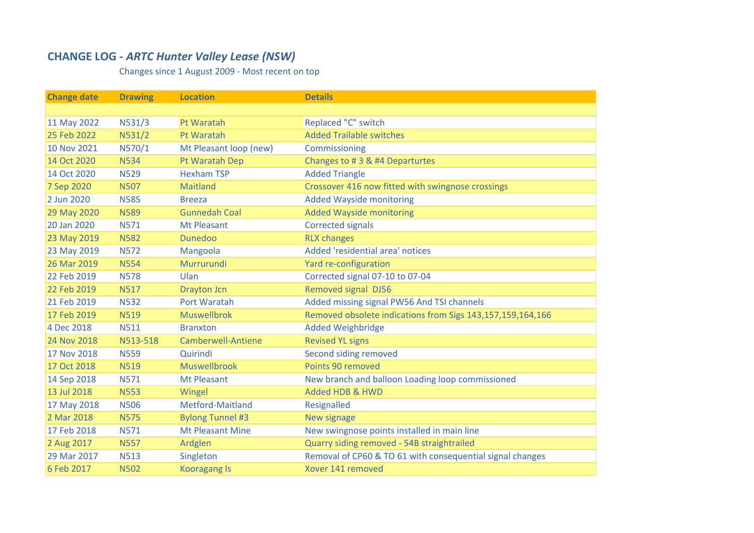## CHANGE LOG - *ARTC Hunter Valley Lease (NSW)*

Changes since 1 August 2009 - Most recent on top

| Change date | Drawing | Location | Details |
|---|---|---|---|
| | | | |
| 11 May 2022 | N531/3 | Pt Waratah | Replaced "C" switch |
| 25 Feb 2022 | N531/2 | Pt Waratah | Added Trailable switches |
| 10 Nov 2021 | N570/1 | Mt Pleasant loop (new) | Commissioning |
| 14 Oct 2020 | N534 | Pt Waratah Dep | Changes to # 3 & #4 Departurtes |
| 14 Oct 2020 | N529 | Hexham TSP | Added Triangle |
| 7 Sep 2020 | N507 | Maitland | Crossover 416 now fitted with swingnose crossings |
| 2 Jun 2020 | N585 | Breeza | Added Wayside monitoring |
| 29 May 2020 | N589 | Gunnedah Coal | Added Wayside monitoring |
| 20 Jan 2020 | N571 | Mt Pleasant | Corrected signals |
| 23 May 2019 | N582 | Dunedoo | RLX changes |
| 23 May 2019 | N572 | Mangoola | Added 'residential area' notices |
| 26 Mar 2019 | N554 | Murrurundi | Yard re-configuration |
| 22 Feb 2019 | N578 | Ulan | Corrected signal 07-10 to 07-04 |
| 22 Feb 2019 | N517 | Drayton Jcn | Removed signal DJ56 |
| 21 Feb 2019 | N532 | Port Waratah | Added missing signal PW56 And TSI channels |
| 17 Feb 2019 | N519 | Muswellbrok | Removed obsolete indications from Sigs 143,157,159,164,166 |
| 4 Dec 2018 | N511 | Branxton | Added Weighbridge |
| 24 Nov 2018 | N513-518 | Camberwell-Antiene | Revised YL signs |
| 17 Nov 2018 | N559 | Quirindi | Second siding removed |
| 17 Oct 2018 | N519 | Muswellbrook | Points 90 removed |
| 14 Sep 2018 | N571 | Mt Pleasant | New branch and balloon Loading loop commissioned |
| 13 Jul 2018 | N553 | Wingel | Added HDB & HWD |
| 17 May 2018 | N506 | Metford-Maitland | Resignalled |
| 2 Mar 2018 | N575 | Bylong Tunnel #3 | New signage |
| 17 Feb 2018 | N571 | Mt Pleasant Mine | New swingnose points installed in main line |
| 2 Aug 2017 | N557 | Ardglen | Quarry siding removed - 54B straightrailed |
| 29 Mar 2017 | N513 | Singleton | Removal of CP60 & TO 61 with consequential signal changes |
| 6 Feb 2017 | N502 | Kooragang Is | Xover 141 removed |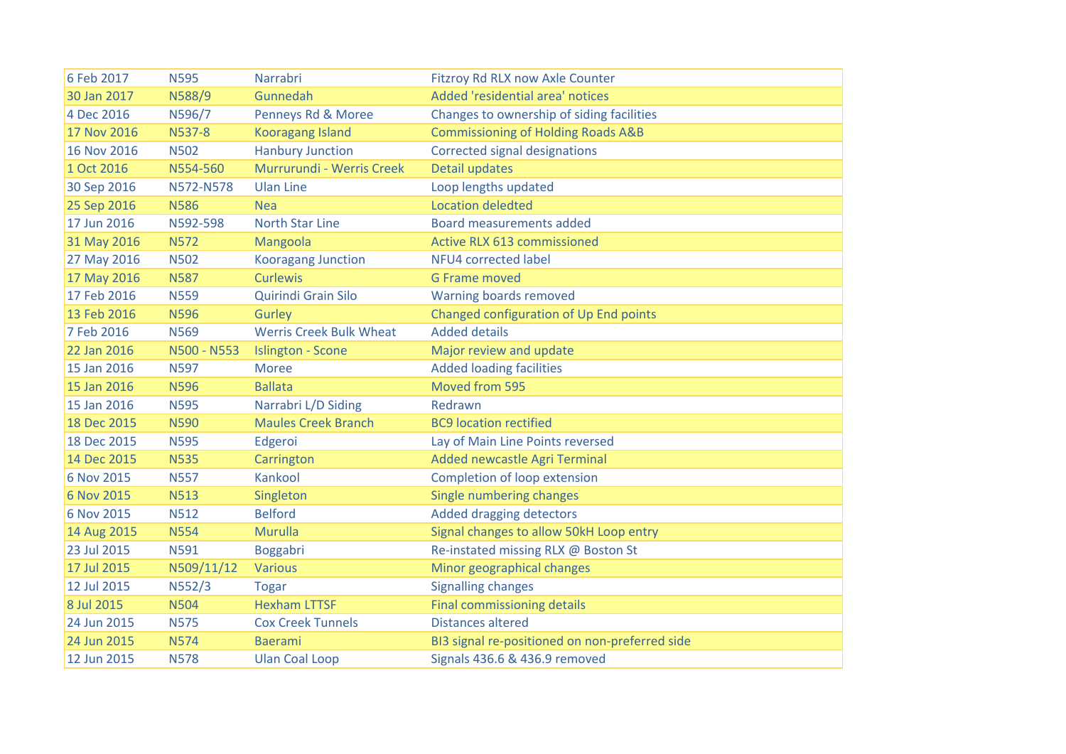| | | | |
|---|---|---|---|
| 6 Feb 2017 | N595 | Narrabri | Fitzroy Rd RLX now Axle Counter |
| 30 Jan 2017 | N588/9 | Gunnedah | Added 'residential area' notices |
| 4 Dec 2016 | N596/7 | Penneys Rd & Moree | Changes to ownership of siding facilities |
| 17 Nov 2016 | N537-8 | Kooragang Island | Commissioning of Holding Roads A&B |
| 16 Nov 2016 | N502 | Hanbury Junction | Corrected signal designations |
| 1 Oct 2016 | N554-560 | Murrurundi - Werris Creek | Detail updates |
| 30 Sep 2016 | N572-N578 | Ulan Line | Loop lengths updated |
| 25 Sep 2016 | N586 | Nea | Location deledted |
| 17 Jun 2016 | N592-598 | North Star Line | Board measurements added |
| 31 May 2016 | N572 | Mangoola | Active RLX 613 commissioned |
| 27 May 2016 | N502 | Kooragang Junction | NFU4 corrected label |
| 17 May 2016 | N587 | Curlewis | G Frame moved |
| 17 Feb 2016 | N559 | Quirindi Grain Silo | Warning boards removed |
| 13 Feb 2016 | N596 | Gurley | Changed configuration of Up End points |
| 7 Feb 2016 | N569 | Werris Creek Bulk Wheat | Added details |
| 22 Jan 2016 | N500 - N553 | Islington - Scone | Major review and update |
| 15 Jan 2016 | N597 | Moree | Added loading facilities |
| 15 Jan 2016 | N596 | Ballata | Moved from 595 |
| 15 Jan 2016 | N595 | Narrabri L/D Siding | Redrawn |
| 18 Dec 2015 | N590 | Maules Creek Branch | BC9 location rectified |
| 18 Dec 2015 | N595 | Edgeroi | Lay of Main Line Points reversed |
| 14 Dec 2015 | N535 | Carrington | Added newcastle Agri Terminal |
| 6 Nov 2015 | N557 | Kankool | Completion of loop extension |
| 6 Nov 2015 | N513 | Singleton | Single numbering changes |
| 6 Nov 2015 | N512 | Belford | Added dragging detectors |
| 14 Aug 2015 | N554 | Murulla | Signal changes to allow 50kH Loop entry |
| 23 Jul 2015 | N591 | Boggabri | Re-instated missing RLX @ Boston St |
| 17 Jul 2015 | N509/11/12 | Various | Minor geographical changes |
| 12 Jul 2015 | N552/3 | Togar | Signalling changes |
| 8 Jul 2015 | N504 | Hexham LTTSF | Final commissioning details |
| 24 Jun 2015 | N575 | Cox Creek Tunnels | Distances altered |
| 24 Jun 2015 | N574 | Baerami | BI3 signal re-positioned on non-preferred side |
| 12 Jun 2015 | N578 | Ulan Coal Loop | Signals 436.6 & 436.9 removed |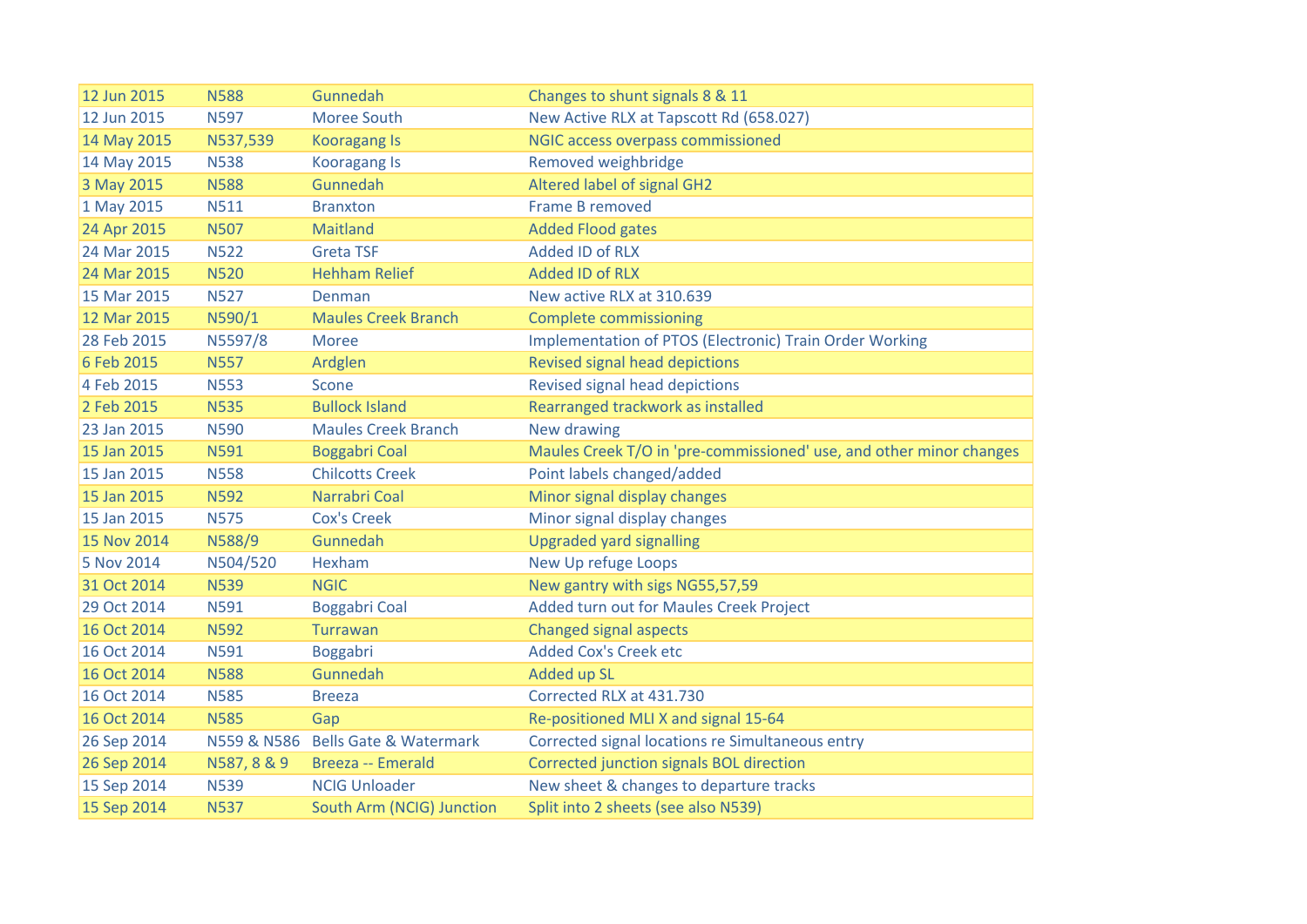| | | | |
|---|---|---|---|
| 12 Jun 2015 | N588 | Gunnedah | Changes to shunt signals 8 & 11 |
| 12 Jun 2015 | N597 | Moree South | New Active RLX at Tapscott Rd (658.027) |
| 14 May 2015 | N537,539 | Kooragang Is | NGIC access overpass commissioned |
| 14 May 2015 | N538 | Kooragang Is | Removed weighbridge |
| 3 May 2015 | N588 | Gunnedah | Altered label of signal GH2 |
| 1 May 2015 | N511 | Branxton | Frame B removed |
| 24 Apr 2015 | N507 | Maitland | Added Flood gates |
| 24 Mar 2015 | N522 | Greta TSF | Added ID of RLX |
| 24 Mar 2015 | N520 | Hehham Relief | Added ID of RLX |
| 15 Mar 2015 | N527 | Denman | New active RLX at 310.639 |
| 12 Mar 2015 | N590/1 | Maules Creek Branch | Complete commissioning |
| 28 Feb 2015 | N5597/8 | Moree | Implementation of PTOS (Electronic) Train Order Working |
| 6 Feb 2015 | N557 | Ardglen | Revised signal head depictions |
| 4 Feb 2015 | N553 | Scone | Revised signal head depictions |
| 2 Feb 2015 | N535 | Bullock Island | Rearranged trackwork as installed |
| 23 Jan 2015 | N590 | Maules Creek Branch | New drawing |
| 15 Jan 2015 | N591 | Boggabri Coal | Maules Creek T/O in 'pre-commissioned' use, and other minor changes |
| 15 Jan 2015 | N558 | Chilcotts Creek | Point labels changed/added |
| 15 Jan 2015 | N592 | Narrabri Coal | Minor signal display changes |
| 15 Jan 2015 | N575 | Cox's Creek | Minor signal display changes |
| 15 Nov 2014 | N588/9 | Gunnedah | Upgraded yard signalling |
| 5 Nov 2014 | N504/520 | Hexham | New Up refuge Loops |
| 31 Oct 2014 | N539 | NGIC | New gantry with sigs NG55,57,59 |
| 29 Oct 2014 | N591 | Boggabri Coal | Added turn out for Maules Creek Project |
| 16 Oct 2014 | N592 | Turrawan | Changed signal aspects |
| 16 Oct 2014 | N591 | Boggabri | Added Cox's Creek etc |
| 16 Oct 2014 | N588 | Gunnedah | Added up SL |
| 16 Oct 2014 | N585 | Breeza | Corrected RLX at 431.730 |
| 16 Oct 2014 | N585 | Gap | Re-positioned MLI X and signal 15-64 |
| 26 Sep 2014 | N559 & N586 | Bells Gate & Watermark | Corrected signal locations re Simultaneous entry |
| 26 Sep 2014 | N587, 8 & 9 | Breeza -- Emerald | Corrected junction signals BOL direction |
| 15 Sep 2014 | N539 | NCIG Unloader | New sheet & changes to departure tracks |
| 15 Sep 2014 | N537 | South Arm (NCIG) Junction | Split into 2 sheets (see also N539) |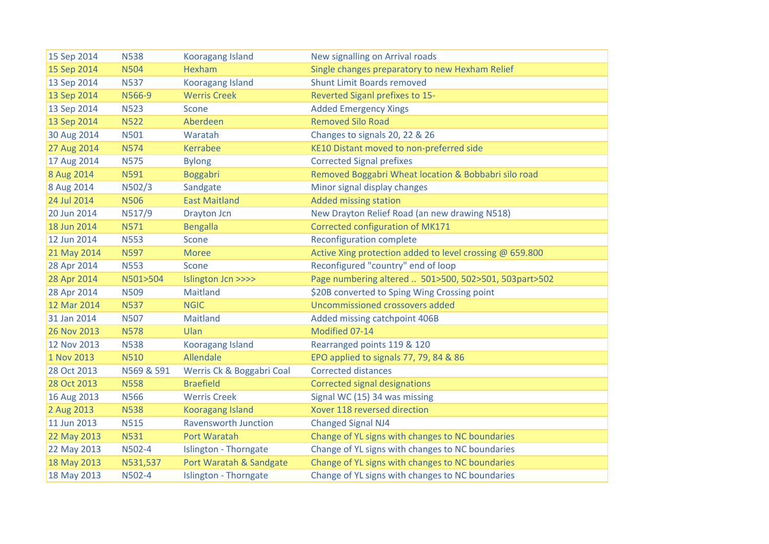| | | | |
|---|---|---|---|
| 15 Sep 2014 | N538 | Kooragang Island | New signalling on Arrival roads |
| 15 Sep 2014 | N504 | Hexham | Single changes preparatory to new Hexham Relief |
| 13 Sep 2014 | N537 | Kooragang Island | Shunt Limit Boards removed |
| 13 Sep 2014 | N566-9 | Werris Creek | Reverted Siganl prefixes to 15- |
| 13 Sep 2014 | N523 | Scone | Added Emergency Xings |
| 13 Sep 2014 | N522 | Aberdeen | Removed Silo Road |
| 30 Aug 2014 | N501 | Waratah | Changes to signals 20, 22 & 26 |
| 27 Aug 2014 | N574 | Kerrabee | KE10 Distant moved to non-preferred side |
| 17 Aug 2014 | N575 | Bylong | Corrected Signal prefixes |
| 8 Aug 2014 | N591 | Boggabri | Removed Boggabri Wheat location & Bobbabri silo road |
| 8 Aug 2014 | N502/3 | Sandgate | Minor signal display changes |
| 24 Jul 2014 | N506 | East Maitland | Added missing station |
| 20 Jun 2014 | N517/9 | Drayton Jcn | New Drayton Relief Road (an new drawing N518) |
| 18 Jun 2014 | N571 | Bengalla | Corrected configuration of MK171 |
| 12 Jun 2014 | N553 | Scone | Reconfiguration complete |
| 21 May 2014 | N597 | Moree | Active Xing protection added to level crossing @ 659.800 |
| 28 Apr 2014 | N553 | Scone | Reconfigured "country" end of loop |
| 28 Apr 2014 | N501>504 | Islington Jcn >>>> | Page numbering altered .. 501>500, 502>501, 503part>502 |
| 28 Apr 2014 | N509 | Maitland | $20B converted to Sping Wing Crossing point |
| 12 Mar 2014 | N537 | NGIC | Uncommissioned crossovers added |
| 31 Jan 2014 | N507 | Maitland | Added missing catchpoint 406B |
| 26 Nov 2013 | N578 | Ulan | Modified 07-14 |
| 12 Nov 2013 | N538 | Kooragang Island | Rearranged points 119 & 120 |
| 1 Nov 2013 | N510 | Allendale | EPO applied to signals 77, 79, 84 & 86 |
| 28 Oct 2013 | N569 & 591 | Werris Ck & Boggabri Coal | Corrected distances |
| 28 Oct 2013 | N558 | Braefield | Corrected signal designations |
| 16 Aug 2013 | N566 | Werris Creek | Signal WC (15) 34 was missing |
| 2 Aug 2013 | N538 | Kooragang Island | Xover 118 reversed direction |
| 11 Jun 2013 | N515 | Ravensworth Junction | Changed Signal NJ4 |
| 22 May 2013 | N531 | Port Waratah | Change of YL signs with changes to NC boundaries |
| 22 May 2013 | N502-4 | Islington - Thorngate | Change of YL signs with changes to NC boundaries |
| 18 May 2013 | N531,537 | Port Waratah & Sandgate | Change of YL signs with changes to NC boundaries |
| 18 May 2013 | N502-4 | Islington - Thorngate | Change of YL signs with changes to NC boundaries |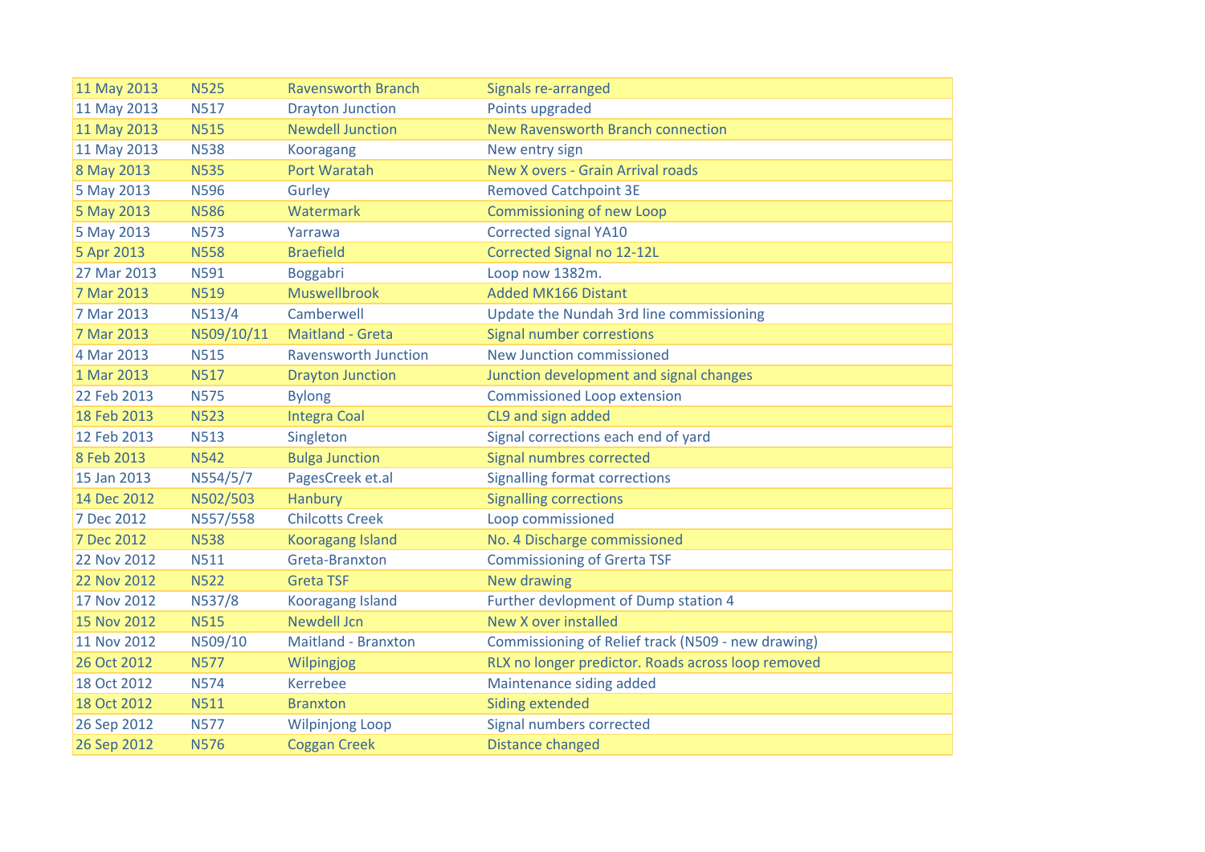| 11 May 2013 | N525 | Ravensworth Branch | Signals re-arranged |
|---|---|---|---|
| 11 May 2013 | N517 | Drayton Junction | Points upgraded |
| 11 May 2013 | N515 | Newdell Junction | New Ravensworth Branch connection |
| 11 May 2013 | N538 | Kooragang | New entry sign |
| 8 May 2013 | N535 | Port Waratah | New X overs - Grain Arrival roads |
| 5 May 2013 | N596 | Gurley | Removed Catchpoint 3E |
| 5 May 2013 | N586 | Watermark | Commissioning of new Loop |
| 5 May 2013 | N573 | Yarrawa | Corrected signal YA10 |
| 5 Apr 2013 | N558 | Braefield | Corrected Signal no 12-12L |
| 27 Mar 2013 | N591 | Boggabri | Loop now 1382m. |
| 7 Mar 2013 | N519 | Muswellbrook | Added MK166 Distant |
| 7 Mar 2013 | N513/4 | Camberwell | Update the Nundah 3rd line commissioning |
| 7 Mar 2013 | N509/10/11 | Maitland - Greta | Signal number corrections |
| 4 Mar 2013 | N515 | Ravensworth Junction | New Junction commissioned |
| 1 Mar 2013 | N517 | Drayton Junction | Junction development and signal changes |
| 22 Feb 2013 | N575 | Bylong | Commissioned Loop extension |
| 18 Feb 2013 | N523 | Integra Coal | CL9 and sign added |
| 12 Feb 2013 | N513 | Singleton | Signal corrections each end of yard |
| 8 Feb 2013 | N542 | Bulga Junction | Signal numbres corrected |
| 15 Jan 2013 | N554/5/7 | PagesCreek et.al | Signalling format corrections |
| 14 Dec 2012 | N502/503 | Hanbury | Signalling corrections |
| 7 Dec 2012 | N557/558 | Chilcotts Creek | Loop commissioned |
| 7 Dec 2012 | N538 | Kooragang Island | No. 4 Discharge commissioned |
| 22 Nov 2012 | N511 | Greta-Branxton | Commissioning of Grerta TSF |
| 22 Nov 2012 | N522 | Greta TSF | New drawing |
| 17 Nov 2012 | N537/8 | Kooragang Island | Further devlopment of Dump station 4 |
| 15 Nov 2012 | N515 | Newdell Jcn | New X over installed |
| 11 Nov 2012 | N509/10 | Maitland - Branxton | Commissioning of Relief track (N509 - new drawing) |
| 26 Oct 2012 | N577 | Wilpingjog | RLX no longer predictor. Roads across loop removed |
| 18 Oct 2012 | N574 | Kerrebee | Maintenance siding added |
| 18 Oct 2012 | N511 | Branxton | Siding extended |
| 26 Sep 2012 | N577 | Wilpinjong Loop | Signal numbers corrected |
| 26 Sep 2012 | N576 | Coggan Creek | Distance changed |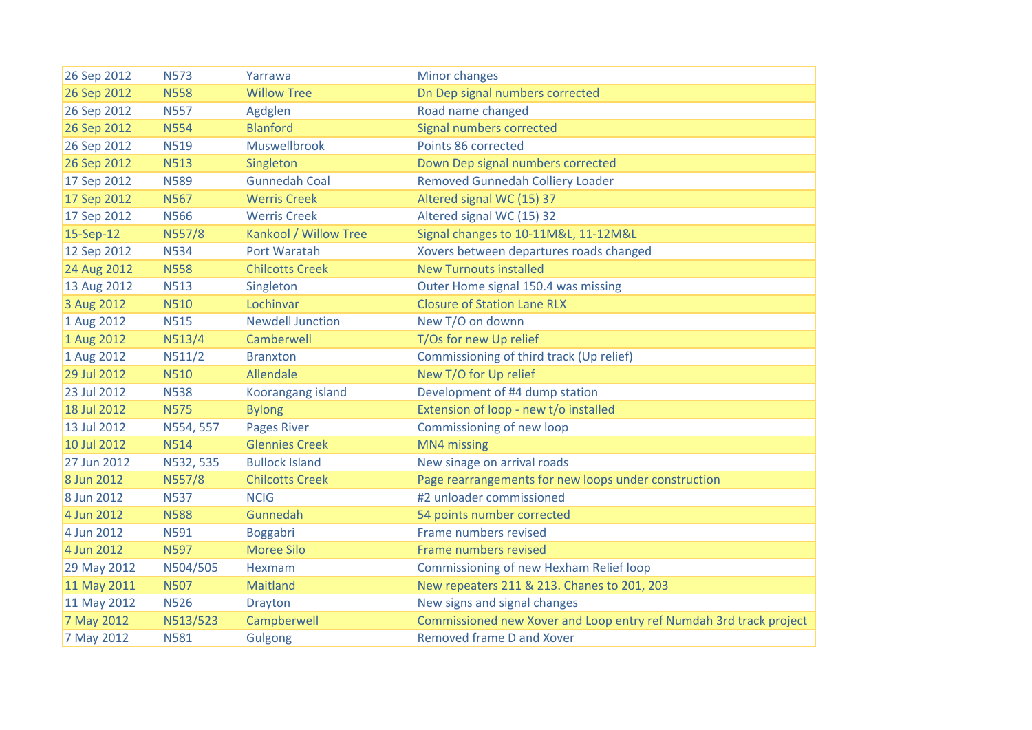| | | | |
|---|---|---|---|
| 26 Sep 2012 | N573 | Yarrawa | Minor changes |
| 26 Sep 2012 | N558 | Willow Tree | Dn Dep signal numbers corrected |
| 26 Sep 2012 | N557 | Agdglen | Road name changed |
| 26 Sep 2012 | N554 | Blanford | Signal numbers corrected |
| 26 Sep 2012 | N519 | Muswellbrook | Points 86 corrected |
| 26 Sep 2012 | N513 | Singleton | Down Dep signal numbers corrected |
| 17 Sep 2012 | N589 | Gunnedah Coal | Removed Gunnedah Colliery Loader |
| 17 Sep 2012 | N567 | Werris Creek | Altered signal WC (15) 37 |
| 17 Sep 2012 | N566 | Werris Creek | Altered signal WC (15) 32 |
| 15-Sep-12 | N557/8 | Kankool / Willow Tree | Signal changes to 10-11M&L, 11-12M&L |
| 12 Sep 2012 | N534 | Port Waratah | Xovers between departures roads changed |
| 24 Aug 2012 | N558 | Chilcotts Creek | New Turnouts installed |
| 13 Aug 2012 | N513 | Singleton | Outer Home signal 150.4 was missing |
| 3 Aug 2012 | N510 | Lochinvar | Closure of Station Lane RLX |
| 1 Aug 2012 | N515 | Newdell Junction | New T/O on downn |
| 1 Aug 2012 | N513/4 | Camberwell | T/Os for new Up relief |
| 1 Aug 2012 | N511/2 | Branxton | Commissioning of third track (Up relief) |
| 29 Jul 2012 | N510 | Allendale | New T/O for Up relief |
| 23 Jul 2012 | N538 | Koorangang island | Development of #4 dump station |
| 18 Jul 2012 | N575 | Bylong | Extension of loop - new t/o installed |
| 13 Jul 2012 | N554, 557 | Pages River | Commissioning of new loop |
| 10 Jul 2012 | N514 | Glennies Creek | MN4 missing |
| 27 Jun 2012 | N532, 535 | Bullock Island | New sinage on arrival roads |
| 8 Jun 2012 | N557/8 | Chilcotts Creek | Page rearrangements for new loops under construction |
| 8 Jun 2012 | N537 | NCIG | #2 unloader commissioned |
| 4 Jun 2012 | N588 | Gunnedah | 54 points number corrected |
| 4 Jun 2012 | N591 | Boggabri | Frame numbers revised |
| 4 Jun 2012 | N597 | Moree Silo | Frame numbers revised |
| 29 May 2012 | N504/505 | Hexmam | Commissioning of new Hexham Relief loop |
| 11 May 2011 | N507 | Maitland | New repeaters 211 & 213. Chanes to 201, 203 |
| 11 May 2012 | N526 | Drayton | New signs and signal changes |
| 7 May 2012 | N513/523 | Campberwell | Commissioned new Xover and Loop entry ref Numdah 3rd track project |
| 7 May 2012 | N581 | Gulgong | Removed frame D and Xover |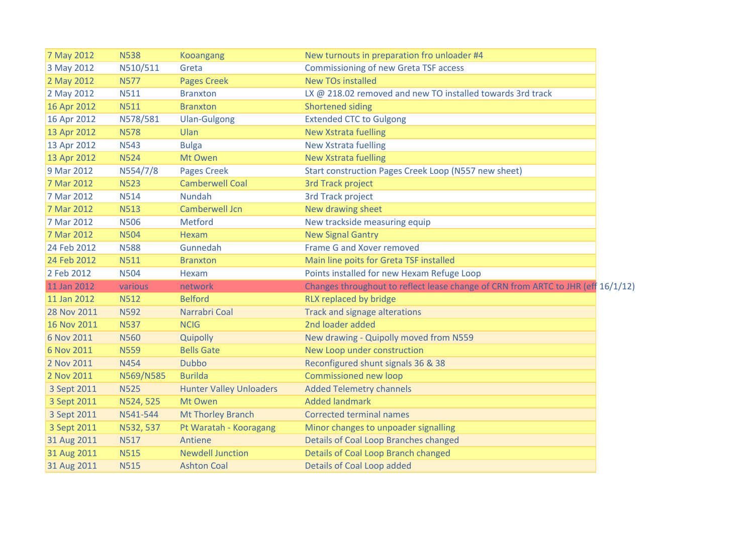| | | | |
|---|---|---|---|
| 7 May 2012 | N538 | Kooangang | New turnouts in preparation fro unloader #4 |
| 3 May 2012 | N510/511 | Greta | Commissioning of new Greta TSF access |
| 2 May 2012 | N577 | Pages Creek | New TOs installed |
| 2 May 2012 | N511 | Branxton | LX @ 218.02 removed and new TO installed towards 3rd track |
| 16 Apr 2012 | N511 | Branxton | Shortened siding |
| 16 Apr 2012 | N578/581 | Ulan-Gulgong | Extended CTC to Gulgong |
| 13 Apr 2012 | N578 | Ulan | New Xstrata fuelling |
| 13 Apr 2012 | N543 | Bulga | New Xstrata fuelling |
| 13 Apr 2012 | N524 | Mt Owen | New Xstrata fuelling |
| 9 Mar 2012 | N554/7/8 | Pages Creek | Start construction Pages Creek Loop (N557 new sheet) |
| 7 Mar 2012 | N523 | Camberwell Coal | 3rd Track project |
| 7 Mar 2012 | N514 | Nundah | 3rd Track project |
| 7 Mar 2012 | N513 | Camberwell Jcn | New drawing sheet |
| 7 Mar 2012 | N506 | Metford | New trackside measuring equip |
| 7 Mar 2012 | N504 | Hexam | New Signal Gantry |
| 24 Feb 2012 | N588 | Gunnedah | Frame G and Xover removed |
| 24 Feb 2012 | N511 | Branxton | Main line poits for Greta TSF installed |
| 2 Feb 2012 | N504 | Hexam | Points installed for new Hexam Refuge Loop |
| 11 Jan 2012 | various | network | Changes throughout to reflect lease change of CRN from ARTC to JHR (eff 16/1/12) |
| 11 Jan 2012 | N512 | Belford | RLX replaced by bridge |
| 28 Nov 2011 | N592 | Narrabri Coal | Track and signage alterations |
| 16 Nov 2011 | N537 | NCIG | 2nd loader added |
| 6 Nov 2011 | N560 | Quipolly | New drawing - Quipolly moved from N559 |
| 6 Nov 2011 | N559 | Bells Gate | New Loop under construction |
| 2 Nov 2011 | N454 | Dubbo | Reconfigured shunt signals 36 & 38 |
| 2 Nov 2011 | N569/N585 | Burilda | Commissioned new loop |
| 3 Sept 2011 | N525 | Hunter Valley Unloaders | Added Telemetry channels |
| 3 Sept 2011 | N524, 525 | Mt Owen | Added landmark |
| 3 Sept 2011 | N541-544 | Mt Thorley Branch | Corrected terminal names |
| 3 Sept 2011 | N532, 537 | Pt Waratah - Kooragang | Minor changes to unpoader signalling |
| 31 Aug 2011 | N517 | Antiene | Details of Coal Loop Branches changed |
| 31 Aug 2011 | N515 | Newdell Junction | Details of Coal Loop Branch changed |
| 31 Aug 2011 | N515 | Ashton Coal | Details of Coal Loop added |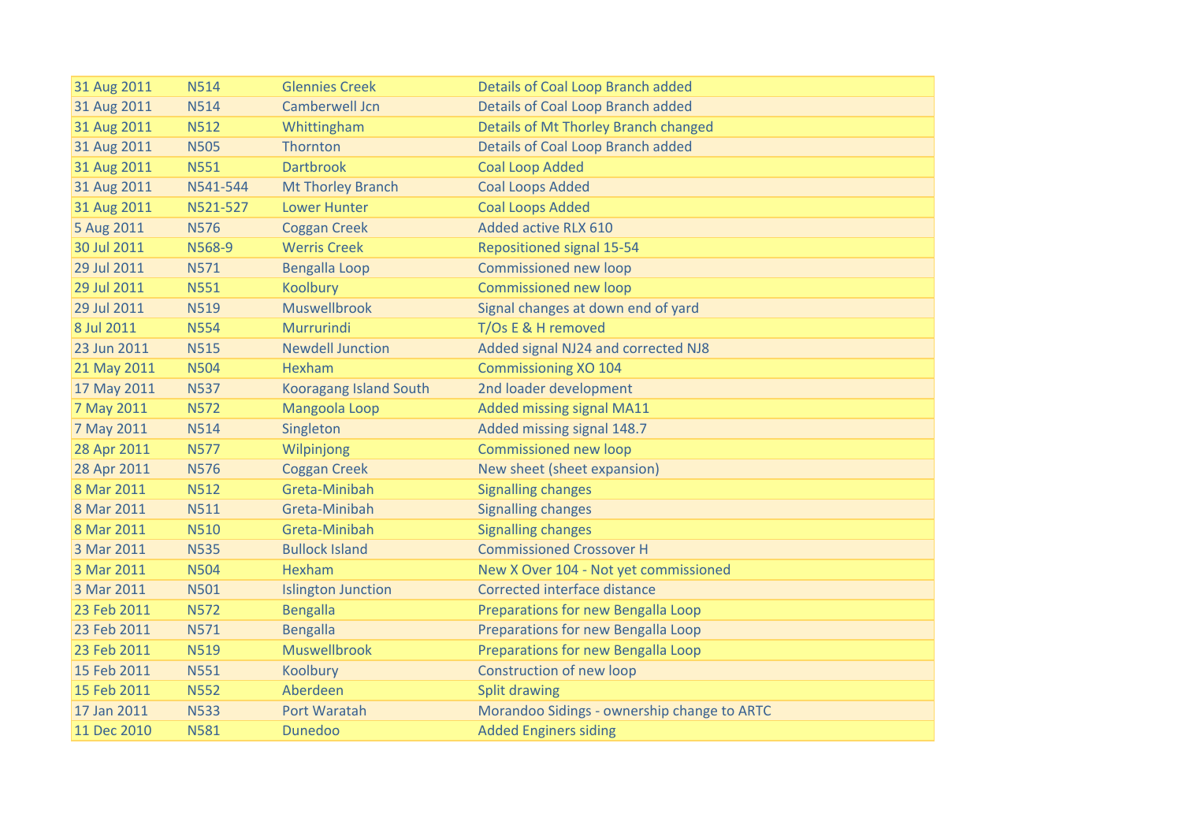| | | | |
|---|---|---|---|
| 31 Aug 2011 | N514 | Glennies Creek | Details of Coal Loop Branch added |
| 31 Aug 2011 | N514 | Camberwell Jcn | Details of Coal Loop Branch added |
| 31 Aug 2011 | N512 | Whittingham | Details of Mt Thorley Branch changed |
| 31 Aug 2011 | N505 | Thornton | Details of Coal Loop Branch added |
| 31 Aug 2011 | N551 | Dartbrook | Coal Loop Added |
| 31 Aug 2011 | N541-544 | Mt Thorley Branch | Coal Loops Added |
| 31 Aug 2011 | N521-527 | Lower Hunter | Coal Loops Added |
| 5 Aug 2011 | N576 | Coggan Creek | Added active RLX 610 |
| 30 Jul 2011 | N568-9 | Werris Creek | Repositioned signal 15-54 |
| 29 Jul 2011 | N571 | Bengalla Loop | Commissioned new loop |
| 29 Jul 2011 | N551 | Koolbury | Commissioned new loop |
| 29 Jul 2011 | N519 | Muswellbrook | Signal changes at down end of yard |
| 8 Jul 2011 | N554 | Murrurindi | T/Os E & H removed |
| 23 Jun 2011 | N515 | Newdell Junction | Added signal NJ24 and corrected NJ8 |
| 21 May 2011 | N504 | Hexham | Commissioning XO 104 |
| 17 May 2011 | N537 | Kooragang Island South | 2nd loader development |
| 7 May 2011 | N572 | Mangoola Loop | Added missing signal MA11 |
| 7 May 2011 | N514 | Singleton | Added missing signal 148.7 |
| 28 Apr 2011 | N577 | Wilpinjong | Commissioned new loop |
| 28 Apr 2011 | N576 | Coggan Creek | New sheet (sheet expansion) |
| 8 Mar 2011 | N512 | Greta-Minibah | Signalling changes |
| 8 Mar 2011 | N511 | Greta-Minibah | Signalling changes |
| 8 Mar 2011 | N510 | Greta-Minibah | Signalling changes |
| 3 Mar 2011 | N535 | Bullock Island | Commissioned Crossover H |
| 3 Mar 2011 | N504 | Hexham | New X Over 104 - Not yet commissioned |
| 3 Mar 2011 | N501 | Islington Junction | Corrected interface distance |
| 23 Feb 2011 | N572 | Bengalla | Preparations for new Bengalla Loop |
| 23 Feb 2011 | N571 | Bengalla | Preparations for new Bengalla Loop |
| 23 Feb 2011 | N519 | Muswellbrook | Preparations for new Bengalla Loop |
| 15 Feb 2011 | N551 | Koolbury | Construction of new loop |
| 15 Feb 2011 | N552 | Aberdeen | Split drawing |
| 17 Jan 2011 | N533 | Port Waratah | Morandoo Sidings - ownership change to ARTC |
| 11 Dec 2010 | N581 | Dunedoo | Added Enginers siding |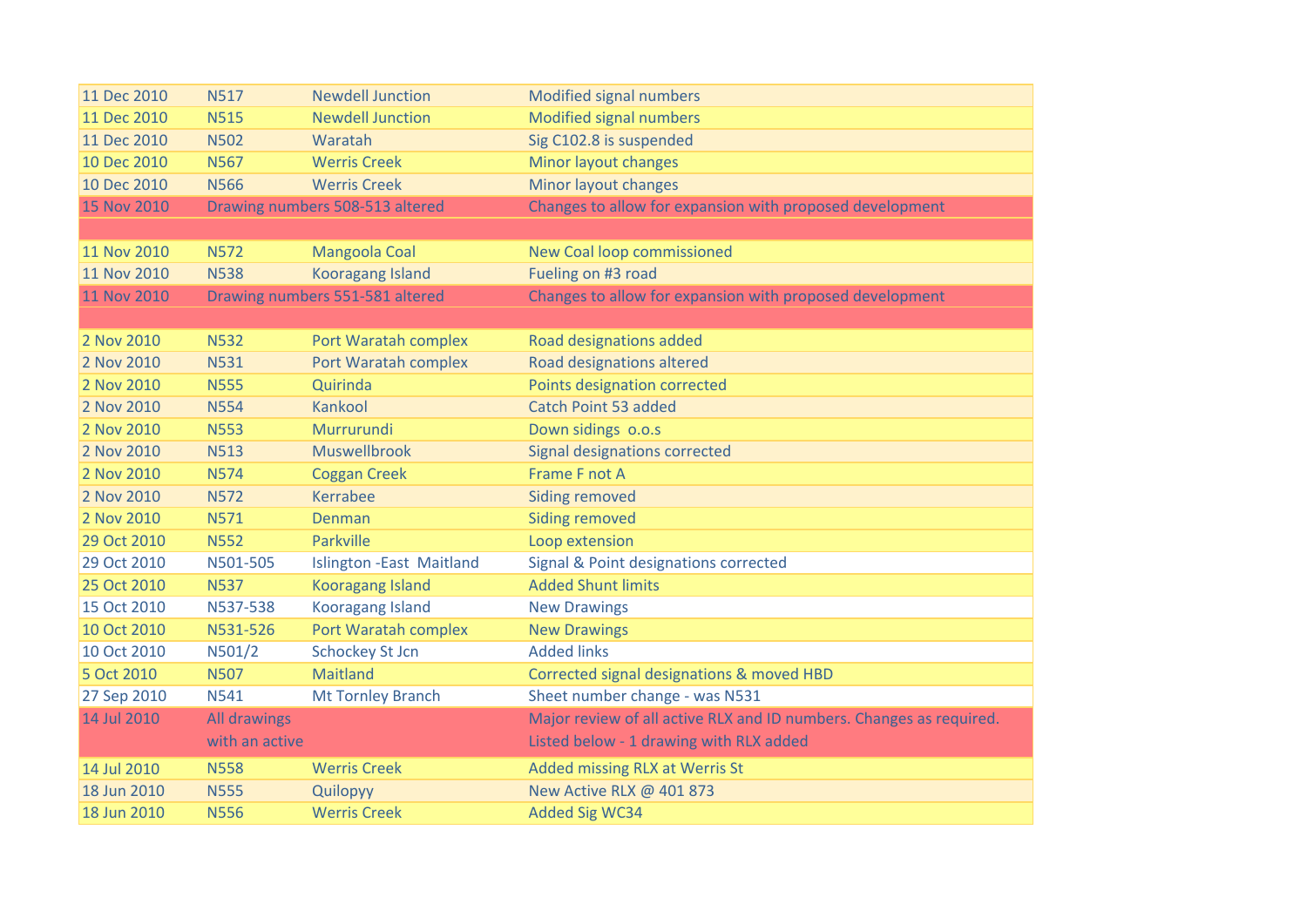| | | | |
|---|---|---|---|
| 11 Dec 2010 | N517 | Newdell Junction | Modified signal numbers |
| 11 Dec 2010 | N515 | Newdell Junction | Modified signal numbers |
| 11 Dec 2010 | N502 | Waratah | Sig C102.8 is suspended |
| 10 Dec 2010 | N567 | Werris Creek | Minor layout changes |
| 10 Dec 2010 | N566 | Werris Creek | Minor layout changes |
| 15 Nov 2010 | Drawing numbers 508-513 altered | | Changes to allow for expansion with proposed development |
| | | | |
| 11 Nov 2010 | N572 | Mangoola Coal | New Coal loop commissioned |
| 11 Nov 2010 | N538 | Kooragang Island | Fueling on #3 road |
| 11 Nov 2010 | Drawing numbers 551-581 altered | | Changes to allow for expansion with proposed development |
| | | | |
| 2 Nov 2010 | N532 | Port Waratah complex | Road designations added |
| 2 Nov 2010 | N531 | Port Waratah complex | Road designations altered |
| 2 Nov 2010 | N555 | Quirinda | Points designation corrected |
| 2 Nov 2010 | N554 | Kankool | Catch Point 53 added |
| 2 Nov 2010 | N553 | Murrurundi | Down sidings o.o.s |
| 2 Nov 2010 | N513 | Muswellbrook | Signal designations corrected |
| 2 Nov 2010 | N574 | Coggan Creek | Frame F not A |
| 2 Nov 2010 | N572 | Kerrabee | Siding removed |
| 2 Nov 2010 | N571 | Denman | Siding removed |
| 29 Oct 2010 | N552 | Parkville | Loop extension |
| 29 Oct 2010 | N501-505 | Islington -East Maitland | Signal & Point designations corrected |
| 25 Oct 2010 | N537 | Kooragang Island | Added Shunt limits |
| 15 Oct 2010 | N537-538 | Kooragang Island | New Drawings |
| 10 Oct 2010 | N531-526 | Port Waratah complex | New Drawings |
| 10 Oct 2010 | N501/2 | Schockey St Jcn | Added links |
| 5 Oct 2010 | N507 | Maitland | Corrected signal designations & moved HBD |
| 27 Sep 2010 | N541 | Mt Tornley Branch | Sheet number change - was N531 |
| 14 Jul 2010 | All drawings with an active | | Major review of all active RLX and ID numbers. Changes as required. Listed below - 1 drawing with RLX added |
| 14 Jul 2010 | N558 | Werris Creek | Added missing RLX at Werris St |
| 18 Jun 2010 | N555 | Quilopyy | New Active RLX @ 401 873 |
| 18 Jun 2010 | N556 | Werris Creek | Added Sig WC34 |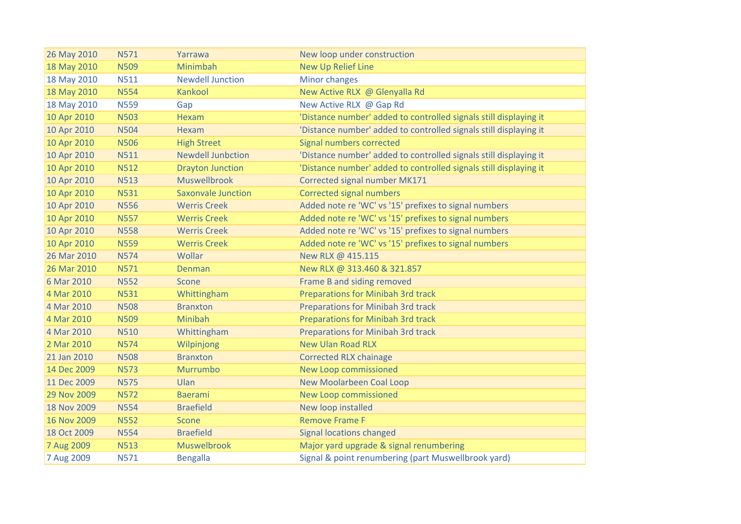| | | | |
|---|---|---|---|
| 26 May 2010 | N571 | Yarrawa | New loop under construction |
| 18 May 2010 | N509 | Minimbah | New Up Relief Line |
| 18 May 2010 | N511 | Newdell Junction | Minor changes |
| 18 May 2010 | N554 | Kankool | New Active RLX  @ Glenyalla Rd |
| 18 May 2010 | N559 | Gap | New Active RLX  @ Gap Rd |
| 10 Apr 2010 | N503 | Hexam | 'Distance number' added to controlled signals still displaying it |
| 10 Apr 2010 | N504 | Hexam | 'Distance number' added to controlled signals still displaying it |
| 10 Apr 2010 | N506 | High Street | Signal numbers corrected |
| 10 Apr 2010 | N511 | Newdell Junbction | 'Distance number' added to controlled signals still displaying it |
| 10 Apr 2010 | N512 | Drayton Junction | 'Distance number' added to controlled signals still displaying it |
| 10 Apr 2010 | N513 | Muswellbrook | Corrected signal number MK171 |
| 10 Apr 2010 | N531 | Saxonvale Junction | Corrected signal numbers |
| 10 Apr 2010 | N556 | Werris Creek | Added note re 'WC' vs '15' prefixes to signal numbers |
| 10 Apr 2010 | N557 | Werris Creek | Added note re 'WC' vs '15' prefixes to signal numbers |
| 10 Apr 2010 | N558 | Werris Creek | Added note re 'WC' vs '15' prefixes to signal numbers |
| 10 Apr 2010 | N559 | Werris Creek | Added note re 'WC' vs '15' prefixes to signal numbers |
| 26 Mar 2010 | N574 | Wollar | New RLX @ 415.115 |
| 26 Mar 2010 | N571 | Denman | New RLX @ 313.460 & 321.857 |
| 6 Mar 2010 | N552 | Scone | Frame B and siding removed |
| 4 Mar 2010 | N531 | Whittingham | Preparations for Minibah 3rd track |
| 4 Mar 2010 | N508 | Branxton | Preparations for Minibah 3rd track |
| 4 Mar 2010 | N509 | Minibah | Preparations for Minibah 3rd track |
| 4 Mar 2010 | N510 | Whittingham | Preparations for Minibah 3rd track |
| 2 Mar 2010 | N574 | Wilpinjong | New Ulan Road RLX |
| 21 Jan 2010 | N508 | Branxton | Corrected RLX chainage |
| 14 Dec 2009 | N573 | Murrumbo | New Loop commissioned |
| 11 Dec 2009 | N575 | Ulan | New Moolarbeen Coal Loop |
| 29 Nov 2009 | N572 | Baerami | New Loop commissioned |
| 18 Nov 2009 | N554 | Braefield | New loop installed |
| 16 Nov 2009 | N552 | Scone | Remove Frame F |
| 18 Oct 2009 | N554 | Braefield | Signal locations changed |
| 7 Aug 2009 | N513 | Muswelbrook | Major yard upgrade & signal renumbering |
| 7 Aug 2009 | N571 | Bengalla | Signal & point renumbering (part Muswellbrook yard) |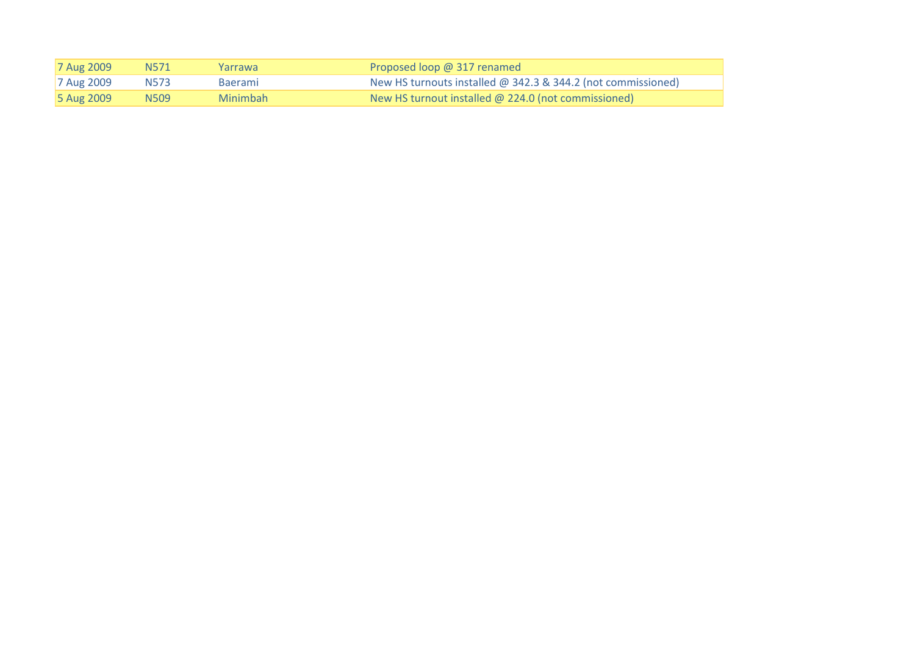| | | | |
|---|---|---|---|
| 7 Aug 2009 | N571 | Yarrawa | Proposed loop @ 317 renamed |
| 7 Aug 2009 | N573 | Baerami | New HS turnouts installed @ 342.3 & 344.2 (not commissioned) |
| 5 Aug 2009 | N509 | Minimbah | New HS turnout installed @ 224.0 (not commissioned) |